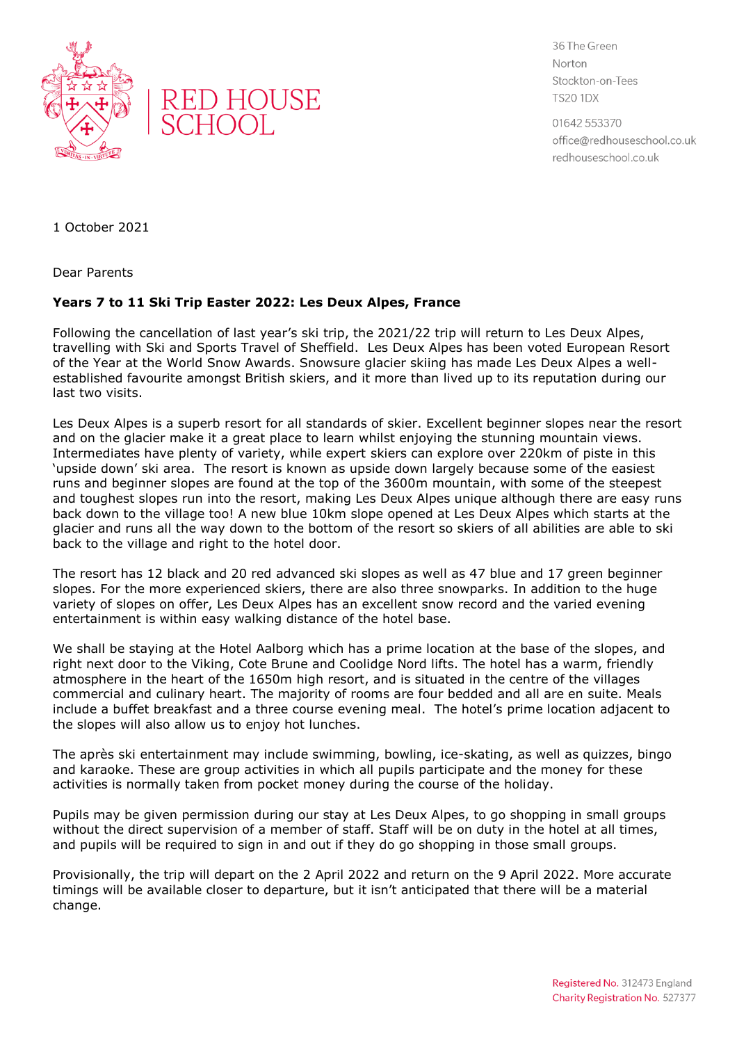RED HOUSE SCHOOL

36 The Green
Norton
Stockton-on-Tees
TS20 1DX

01642 553370
office@redhouseschool.co.uk
redhouseschool.co.uk

1 October 2021

Dear Parents

**Years 7 to 11 Ski Trip Easter 2022: Les Deux Alpes, France**

Following the cancellation of last year's ski trip, the 2021/22 trip will return to Les Deux Alpes, travelling with Ski and Sports Travel of Sheffield. Les Deux Alpes has been voted European Resort of the Year at the World Snow Awards. Snowsure glacier skiing has made Les Deux Alpes a well-established favourite amongst British skiers, and it more than lived up to its reputation during our last two visits.

Les Deux Alpes is a superb resort for all standards of skier. Excellent beginner slopes near the resort and on the glacier make it a great place to learn whilst enjoying the stunning mountain views. Intermediates have plenty of variety, while expert skiers can explore over 220km of piste in this 'upside down' ski area. The resort is known as upside down largely because some of the easiest runs and beginner slopes are found at the top of the 3600m mountain, with some of the steepest and toughest slopes run into the resort, making Les Deux Alpes unique although there are easy runs back down to the village too! A new blue 10km slope opened at Les Deux Alpes which starts at the glacier and runs all the way down to the bottom of the resort so skiers of all abilities are able to ski back to the village and right to the hotel door.

The resort has 12 black and 20 red advanced ski slopes as well as 47 blue and 17 green beginner slopes. For the more experienced skiers, there are also three snowparks. In addition to the huge variety of slopes on offer, Les Deux Alpes has an excellent snow record and the varied evening entertainment is within easy walking distance of the hotel base.

We shall be staying at the Hotel Aalborg which has a prime location at the base of the slopes, and right next door to the Viking, Cote Brune and Coolidge Nord lifts. The hotel has a warm, friendly atmosphere in the heart of the 1650m high resort, and is situated in the centre of the villages commercial and culinary heart. The majority of rooms are four bedded and all are en suite. Meals include a buffet breakfast and a three course evening meal. The hotel's prime location adjacent to the slopes will also allow us to enjoy hot lunches.

The après ski entertainment may include swimming, bowling, ice-skating, as well as quizzes, bingo and karaoke. These are group activities in which all pupils participate and the money for these activities is normally taken from pocket money during the course of the holiday.

Pupils may be given permission during our stay at Les Deux Alpes, to go shopping in small groups without the direct supervision of a member of staff. Staff will be on duty in the hotel at all times, and pupils will be required to sign in and out if they do go shopping in those small groups.

Provisionally, the trip will depart on the 2 April 2022 and return on the 9 April 2022. More accurate timings will be available closer to departure, but it isn't anticipated that there will be a material change.

Registered No. 312473 England
Charity Registration No. 527377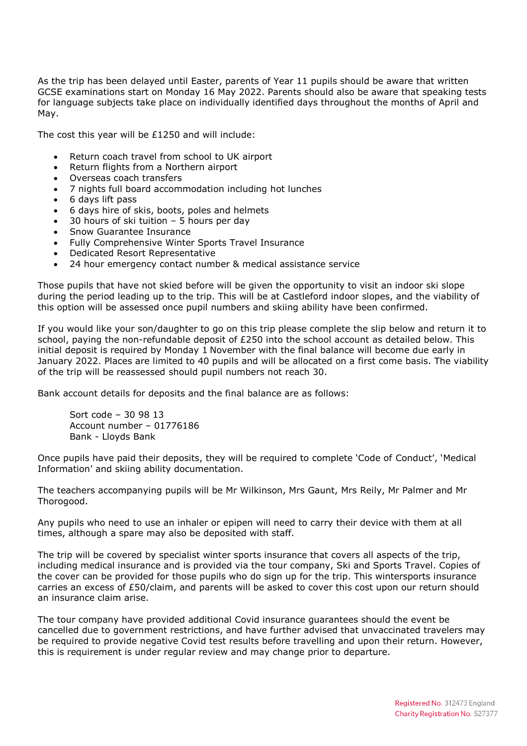As the trip has been delayed until Easter, parents of Year 11 pupils should be aware that written GCSE examinations start on Monday 16 May 2022. Parents should also be aware that speaking tests for language subjects take place on individually identified days throughout the months of April and May.

The cost this year will be £1250 and will include:

- Return coach travel from school to UK airport
- Return flights from a Northern airport
- Overseas coach transfers
- 7 nights full board accommodation including hot lunches
- 6 days lift pass
- 6 days hire of skis, boots, poles and helmets
- 30 hours of ski tuition – 5 hours per day
- Snow Guarantee Insurance
- Fully Comprehensive Winter Sports Travel Insurance
- Dedicated Resort Representative
- 24 hour emergency contact number & medical assistance service

Those pupils that have not skied before will be given the opportunity to visit an indoor ski slope during the period leading up to the trip. This will be at Castleford indoor slopes, and the viability of this option will be assessed once pupil numbers and skiing ability have been confirmed.

If you would like your son/daughter to go on this trip please complete the slip below and return it to school, paying the non-refundable deposit of £250 into the school account as detailed below. This initial deposit is required by Monday 1 November with the final balance will become due early in January 2022. Places are limited to 40 pupils and will be allocated on a first come basis. The viability of the trip will be reassessed should pupil numbers not reach 30.

Bank account details for deposits and the final balance are as follows:

Sort code – 30 98 13
Account number – 01776186
Bank - Lloyds Bank

Once pupils have paid their deposits, they will be required to complete 'Code of Conduct', 'Medical Information' and skiing ability documentation.

The teachers accompanying pupils will be Mr Wilkinson, Mrs Gaunt, Mrs Reily, Mr Palmer and Mr Thorogood.

Any pupils who need to use an inhaler or epipen will need to carry their device with them at all times, although a spare may also be deposited with staff.

The trip will be covered by specialist winter sports insurance that covers all aspects of the trip, including medical insurance and is provided via the tour company, Ski and Sports Travel. Copies of the cover can be provided for those pupils who do sign up for the trip. This wintersports insurance carries an excess of £50/claim, and parents will be asked to cover this cost upon our return should an insurance claim arise.

The tour company have provided additional Covid insurance guarantees should the event be cancelled due to government restrictions, and have further advised that unvaccinated travelers may be required to provide negative Covid test results before travelling and upon their return. However, this is requirement is under regular review and may change prior to departure.

Registered No. 312473 England
Charity Registration No. 527377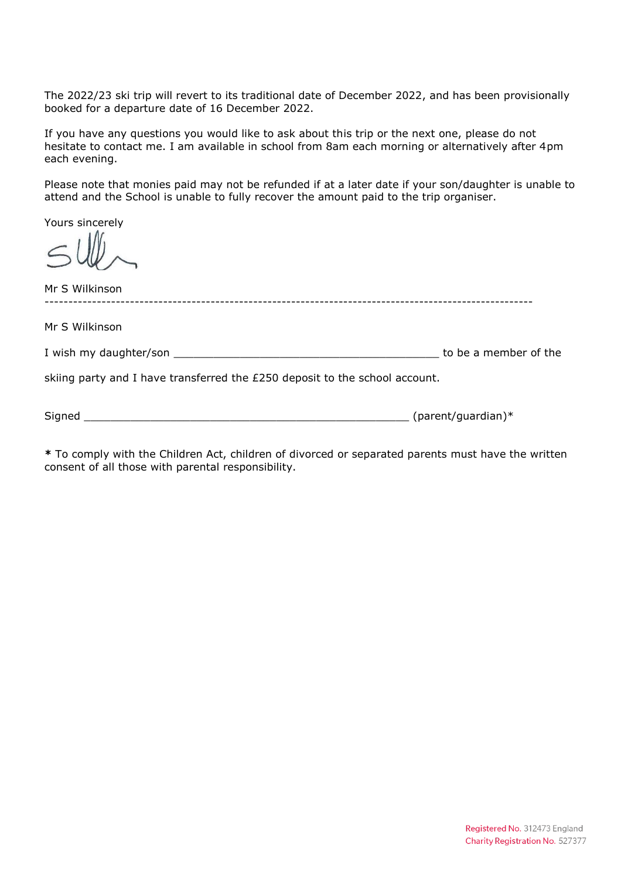The 2022/23 ski trip will revert to its traditional date of December 2022, and has been provisionally booked for a departure date of 16 December 2022.

If you have any questions you would like to ask about this trip or the next one, please do not hesitate to contact me. I am available in school from 8am each morning or alternatively after 4pm each evening.

Please note that monies paid may not be refunded if at a later date if your son/daughter is unable to attend and the School is unable to fully recover the amount paid to the trip organiser.

Yours sincerely

Mr S Wilkinson

---

Mr S Wilkinson

I wish my daughter/son ________________________________________ to be a member of the

skiing party and I have transferred the £250 deposit to the school account.

Signed __________________________________________________ (parent/guardian)*

**\*** To comply with the Children Act, children of divorced or separated parents must have the written consent of all those with parental responsibility.

Registered No. 312473 England
Charity Registration No. 527377